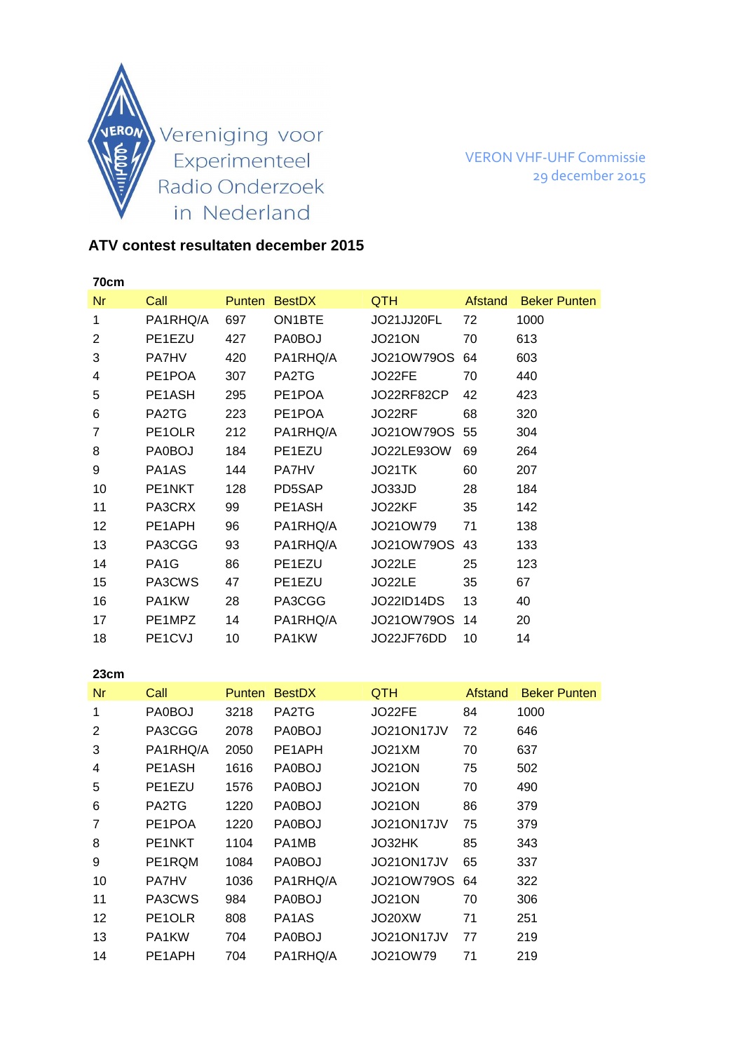Vereniging voor Experimenteel Radio Onderzoek in Nederland

VERON VHF-UHF Commissie
29 december 2015

## ATV contest resultaten december 2015

### 70cm

| Nr | Call | Punten | BestDX | QTH | Afstand | Beker Punten |
|---|---|---|---|---|---|---|
| 1 | PA1RHQ/A | 697 | ON1BTE | JO21JJ20FL | 72 | 1000 |
| 2 | PE1EZU | 427 | PA0BOJ | JO21ON | 70 | 613 |
| 3 | PA7HV | 420 | PA1RHQ/A | JO21OW79OS | 64 | 603 |
| 4 | PE1POA | 307 | PA2TG | JO22FE | 70 | 440 |
| 5 | PE1ASH | 295 | PE1POA | JO22RF82CP | 42 | 423 |
| 6 | PA2TG | 223 | PE1POA | JO22RF | 68 | 320 |
| 7 | PE1OLR | 212 | PA1RHQ/A | JO21OW79OS | 55 | 304 |
| 8 | PA0BOJ | 184 | PE1EZU | JO22LE93OW | 69 | 264 |
| 9 | PA1AS | 144 | PA7HV | JO21TK | 60 | 207 |
| 10 | PE1NKT | 128 | PD5SAP | JO33JD | 28 | 184 |
| 11 | PA3CRX | 99 | PE1ASH | JO22KF | 35 | 142 |
| 12 | PE1APH | 96 | PA1RHQ/A | JO21OW79 | 71 | 138 |
| 13 | PA3CGG | 93 | PA1RHQ/A | JO21OW79OS | 43 | 133 |
| 14 | PA1G | 86 | PE1EZU | JO22LE | 25 | 123 |
| 15 | PA3CWS | 47 | PE1EZU | JO22LE | 35 | 67 |
| 16 | PA1KW | 28 | PA3CGG | JO22ID14DS | 13 | 40 |
| 17 | PE1MPZ | 14 | PA1RHQ/A | JO21OW79OS | 14 | 20 |
| 18 | PE1CVJ | 10 | PA1KW | JO22JF76DD | 10 | 14 |

### 23cm

| Nr | Call | Punten | BestDX | QTH | Afstand | Beker Punten |
|---|---|---|---|---|---|---|
| 1 | PA0BOJ | 3218 | PA2TG | JO22FE | 84 | 1000 |
| 2 | PA3CGG | 2078 | PA0BOJ | JO21ON17JV | 72 | 646 |
| 3 | PA1RHQ/A | 2050 | PE1APH | JO21XM | 70 | 637 |
| 4 | PE1ASH | 1616 | PA0BOJ | JO21ON | 75 | 502 |
| 5 | PE1EZU | 1576 | PA0BOJ | JO21ON | 70 | 490 |
| 6 | PA2TG | 1220 | PA0BOJ | JO21ON | 86 | 379 |
| 7 | PE1POA | 1220 | PA0BOJ | JO21ON17JV | 75 | 379 |
| 8 | PE1NKT | 1104 | PA1MB | JO32HK | 85 | 343 |
| 9 | PE1RQM | 1084 | PA0BOJ | JO21ON17JV | 65 | 337 |
| 10 | PA7HV | 1036 | PA1RHQ/A | JO21OW79OS | 64 | 322 |
| 11 | PA3CWS | 984 | PA0BOJ | JO21ON | 70 | 306 |
| 12 | PE1OLR | 808 | PA1AS | JO20XW | 71 | 251 |
| 13 | PA1KW | 704 | PA0BOJ | JO21ON17JV | 77 | 219 |
| 14 | PE1APH | 704 | PA1RHQ/A | JO21OW79 | 71 | 219 |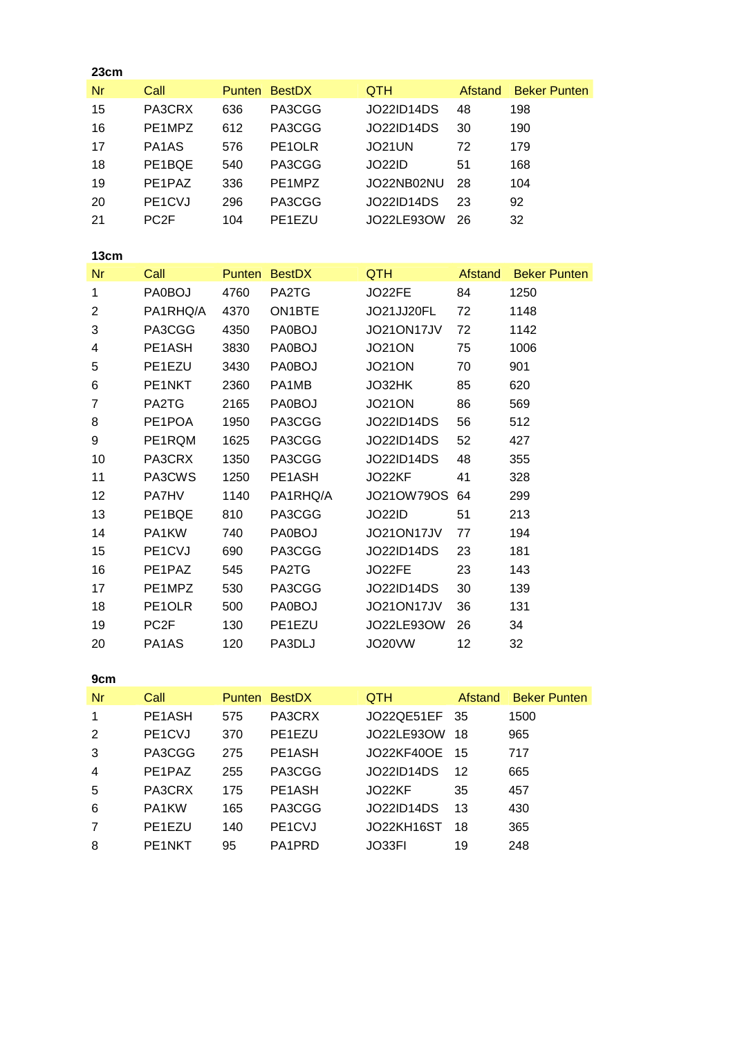**23cm**

| Nr | Call | Punten | BestDX | QTH | Afstand | Beker Punten |
|---|---|---|---|---|---|---|
| 15 | PA3CRX | 636 | PA3CGG | JO22ID14DS | 48 | 198 |
| 16 | PE1MPZ | 612 | PA3CGG | JO22ID14DS | 30 | 190 |
| 17 | PA1AS | 576 | PE1OLR | JO21UN | 72 | 179 |
| 18 | PE1BQE | 540 | PA3CGG | JO22ID | 51 | 168 |
| 19 | PE1PAZ | 336 | PE1MPZ | JO22NB02NU | 28 | 104 |
| 20 | PE1CVJ | 296 | PA3CGG | JO22ID14DS | 23 | 92 |
| 21 | PC2F | 104 | PE1EZU | JO22LE93OW | 26 | 32 |

**13cm**

| Nr | Call | Punten | BestDX | QTH | Afstand | Beker Punten |
|---|---|---|---|---|---|---|
| 1 | PA0BOJ | 4760 | PA2TG | JO22FE | 84 | 1250 |
| 2 | PA1RHQ/A | 4370 | ON1BTE | JO21JJ20FL | 72 | 1148 |
| 3 | PA3CGG | 4350 | PA0BOJ | JO21ON17JV | 72 | 1142 |
| 4 | PE1ASH | 3830 | PA0BOJ | JO21ON | 75 | 1006 |
| 5 | PE1EZU | 3430 | PA0BOJ | JO21ON | 70 | 901 |
| 6 | PE1NKT | 2360 | PA1MB | JO32HK | 85 | 620 |
| 7 | PA2TG | 2165 | PA0BOJ | JO21ON | 86 | 569 |
| 8 | PE1POA | 1950 | PA3CGG | JO22ID14DS | 56 | 512 |
| 9 | PE1RQM | 1625 | PA3CGG | JO22ID14DS | 52 | 427 |
| 10 | PA3CRX | 1350 | PA3CGG | JO22ID14DS | 48 | 355 |
| 11 | PA3CWS | 1250 | PE1ASH | JO22KF | 41 | 328 |
| 12 | PA7HV | 1140 | PA1RHQ/A | JO21OW79OS | 64 | 299 |
| 13 | PE1BQE | 810 | PA3CGG | JO22ID | 51 | 213 |
| 14 | PA1KW | 740 | PA0BOJ | JO21ON17JV | 77 | 194 |
| 15 | PE1CVJ | 690 | PA3CGG | JO22ID14DS | 23 | 181 |
| 16 | PE1PAZ | 545 | PA2TG | JO22FE | 23 | 143 |
| 17 | PE1MPZ | 530 | PA3CGG | JO22ID14DS | 30 | 139 |
| 18 | PE1OLR | 500 | PA0BOJ | JO21ON17JV | 36 | 131 |
| 19 | PC2F | 130 | PE1EZU | JO22LE93OW | 26 | 34 |
| 20 | PA1AS | 120 | PA3DLJ | JO20VW | 12 | 32 |

**9cm**

| Nr | Call | Punten | BestDX | QTH | Afstand | Beker Punten |
|---|---|---|---|---|---|---|
| 1 | PE1ASH | 575 | PA3CRX | JO22QE51EF | 35 | 1500 |
| 2 | PE1CVJ | 370 | PE1EZU | JO22LE93OW | 18 | 965 |
| 3 | PA3CGG | 275 | PE1ASH | JO22KF40OE | 15 | 717 |
| 4 | PE1PAZ | 255 | PA3CGG | JO22ID14DS | 12 | 665 |
| 5 | PA3CRX | 175 | PE1ASH | JO22KF | 35 | 457 |
| 6 | PA1KW | 165 | PA3CGG | JO22ID14DS | 13 | 430 |
| 7 | PE1EZU | 140 | PE1CVJ | JO22KH16ST | 18 | 365 |
| 8 | PE1NKT | 95 | PA1PRD | JO33FI | 19 | 248 |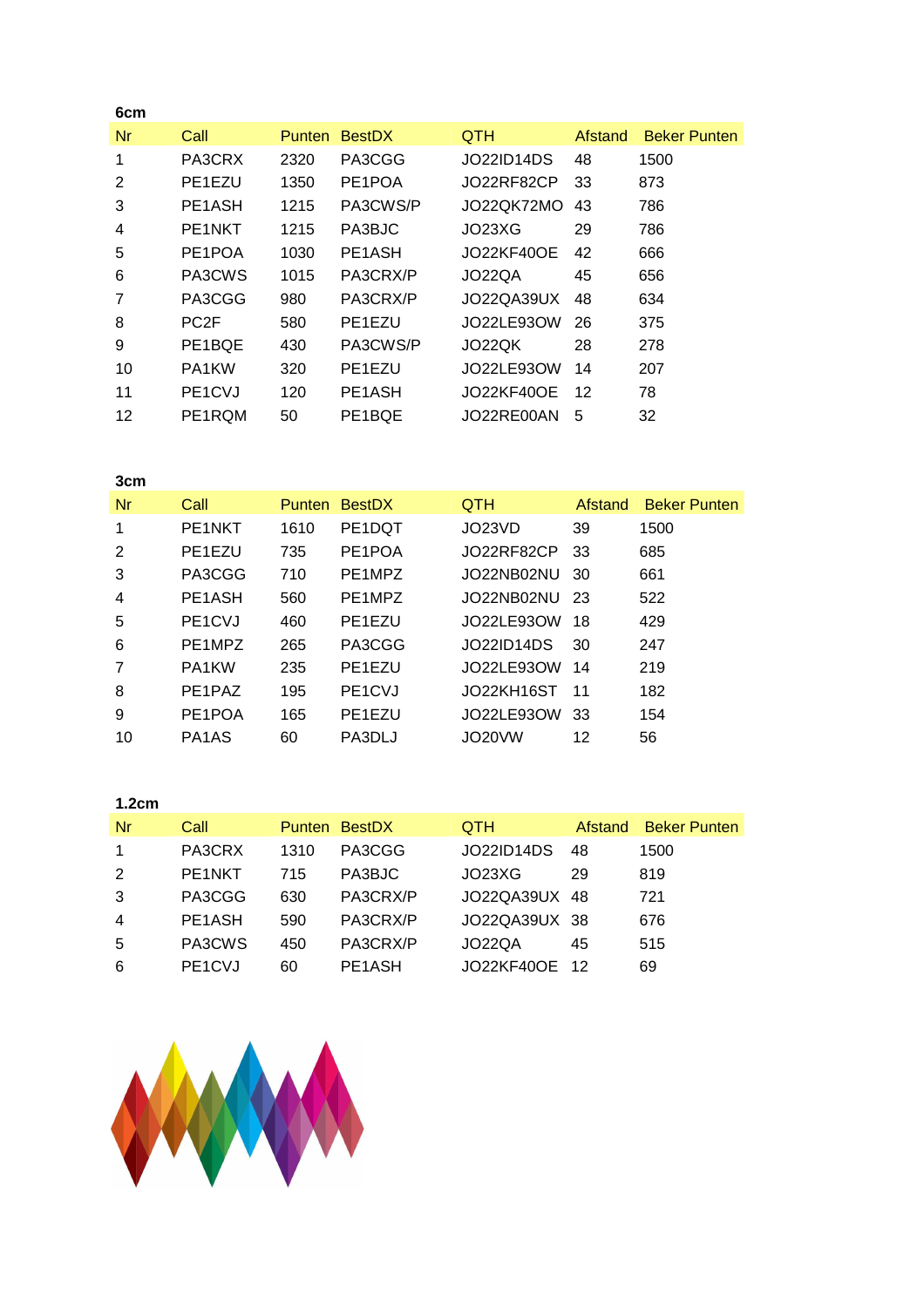**6cm**

| Nr | Call | Punten | BestDX | QTH | Afstand | Beker Punten |
|---|---|---|---|---|---|---|
| 1 | PA3CRX | 2320 | PA3CGG | JO22ID14DS | 48 | 1500 |
| 2 | PE1EZU | 1350 | PE1POA | JO22RF82CP | 33 | 873 |
| 3 | PE1ASH | 1215 | PA3CWS/P | JO22QK72MO | 43 | 786 |
| 4 | PE1NKT | 1215 | PA3BJC | JO23XG | 29 | 786 |
| 5 | PE1POA | 1030 | PE1ASH | JO22KF40OE | 42 | 666 |
| 6 | PA3CWS | 1015 | PA3CRX/P | JO22QA | 45 | 656 |
| 7 | PA3CGG | 980 | PA3CRX/P | JO22QA39UX | 48 | 634 |
| 8 | PC2F | 580 | PE1EZU | JO22LE93OW | 26 | 375 |
| 9 | PE1BQE | 430 | PA3CWS/P | JO22QK | 28 | 278 |
| 10 | PA1KW | 320 | PE1EZU | JO22LE93OW | 14 | 207 |
| 11 | PE1CVJ | 120 | PE1ASH | JO22KF40OE | 12 | 78 |
| 12 | PE1RQM | 50 | PE1BQE | JO22RE00AN | 5 | 32 |

**3cm**

| Nr | Call | Punten | BestDX | QTH | Afstand | Beker Punten |
|---|---|---|---|---|---|---|
| 1 | PE1NKT | 1610 | PE1DQT | JO23VD | 39 | 1500 |
| 2 | PE1EZU | 735 | PE1POA | JO22RF82CP | 33 | 685 |
| 3 | PA3CGG | 710 | PE1MPZ | JO22NB02NU | 30 | 661 |
| 4 | PE1ASH | 560 | PE1MPZ | JO22NB02NU | 23 | 522 |
| 5 | PE1CVJ | 460 | PE1EZU | JO22LE93OW | 18 | 429 |
| 6 | PE1MPZ | 265 | PA3CGG | JO22ID14DS | 30 | 247 |
| 7 | PA1KW | 235 | PE1EZU | JO22LE93OW | 14 | 219 |
| 8 | PE1PAZ | 195 | PE1CVJ | JO22KH16ST | 11 | 182 |
| 9 | PE1POA | 165 | PE1EZU | JO22LE93OW | 33 | 154 |
| 10 | PA1AS | 60 | PA3DLJ | JO20VW | 12 | 56 |

**1.2cm**

| Nr | Call | Punten | BestDX | QTH | Afstand | Beker Punten |
|---|---|---|---|---|---|---|
| 1 | PA3CRX | 1310 | PA3CGG | JO22ID14DS | 48 | 1500 |
| 2 | PE1NKT | 715 | PA3BJC | JO23XG | 29 | 819 |
| 3 | PA3CGG | 630 | PA3CRX/P | JO22QA39UX | 48 | 721 |
| 4 | PE1ASH | 590 | PA3CRX/P | JO22QA39UX | 38 | 676 |
| 5 | PA3CWS | 450 | PA3CRX/P | JO22QA | 45 | 515 |
| 6 | PE1CVJ | 60 | PE1ASH | JO22KF40OE | 12 | 69 |